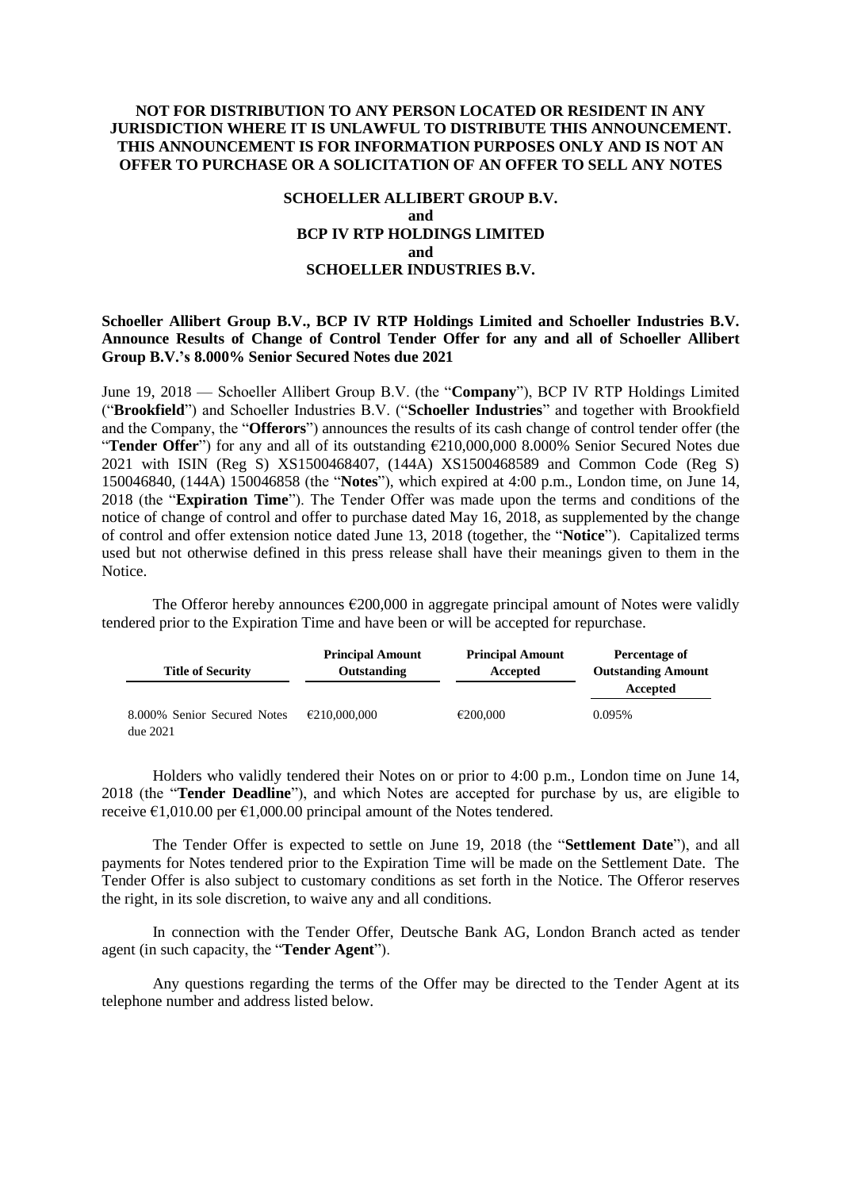**NOT FOR DISTRIBUTION TO ANY PERSON LOCATED OR RESIDENT IN ANY JURISDICTION WHERE IT IS UNLAWFUL TO DISTRIBUTE THIS ANNOUNCEMENT. THIS ANNOUNCEMENT IS FOR INFORMATION PURPOSES ONLY AND IS NOT AN OFFER TO PURCHASE OR A SOLICITATION OF AN OFFER TO SELL ANY NOTES**

**SCHOELLER ALLIBERT GROUP B.V.**
**and**
**BCP IV RTP HOLDINGS LIMITED**
**and**
**SCHOELLER INDUSTRIES B.V.**

**Schoeller Allibert Group B.V., BCP IV RTP Holdings Limited and Schoeller Industries B.V. Announce Results of Change of Control Tender Offer for any and all of Schoeller Allibert Group B.V.'s 8.000% Senior Secured Notes due 2021**

June 19, 2018 — Schoeller Allibert Group B.V. (the "**Company**"), BCP IV RTP Holdings Limited ("**Brookfield**") and Schoeller Industries B.V. ("**Schoeller Industries**" and together with Brookfield and the Company, the "**Offerors**") announces the results of its cash change of control tender offer (the "**Tender Offer**") for any and all of its outstanding €210,000,000 8.000% Senior Secured Notes due 2021 with ISIN (Reg S) XS1500468407, (144A) XS1500468589 and Common Code (Reg S) 150046840, (144A) 150046858 (the "**Notes**"), which expired at 4:00 p.m., London time, on June 14, 2018 (the "**Expiration Time**"). The Tender Offer was made upon the terms and conditions of the notice of change of control and offer to purchase dated May 16, 2018, as supplemented by the change of control and offer extension notice dated June 13, 2018 (together, the "**Notice**"). Capitalized terms used but not otherwise defined in this press release shall have their meanings given to them in the Notice.

The Offeror hereby announces €200,000 in aggregate principal amount of Notes were validly tendered prior to the Expiration Time and have been or will be accepted for repurchase.

| Title of Security | Principal Amount Outstanding | Principal Amount Accepted | Percentage of Outstanding Amount Accepted |
|---|---|---|---|
| 8.000% Senior Secured Notes due 2021 | €210,000,000 | €200,000 | 0.095% |

Holders who validly tendered their Notes on or prior to 4:00 p.m., London time on June 14, 2018 (the "**Tender Deadline**"), and which Notes are accepted for purchase by us, are eligible to receive €1,010.00 per €1,000.00 principal amount of the Notes tendered.

The Tender Offer is expected to settle on June 19, 2018 (the "**Settlement Date**"), and all payments for Notes tendered prior to the Expiration Time will be made on the Settlement Date. The Tender Offer is also subject to customary conditions as set forth in the Notice. The Offeror reserves the right, in its sole discretion, to waive any and all conditions.

In connection with the Tender Offer, Deutsche Bank AG, London Branch acted as tender agent (in such capacity, the "**Tender Agent**").

Any questions regarding the terms of the Offer may be directed to the Tender Agent at its telephone number and address listed below.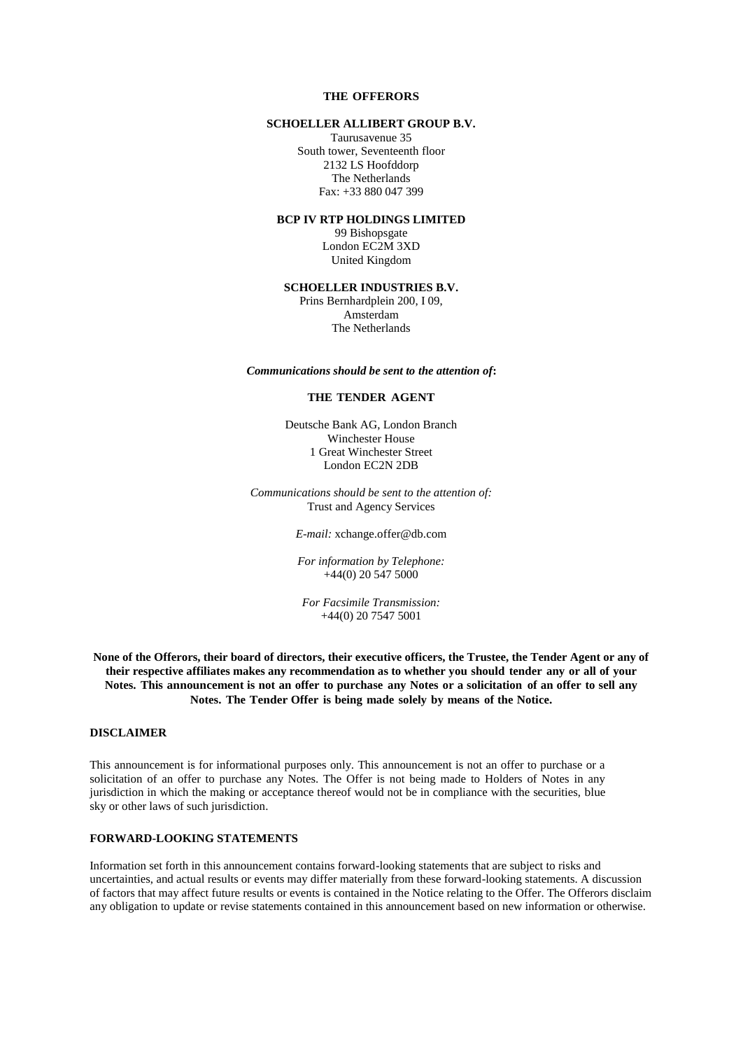**THE OFFERORS**

**SCHOELLER ALLIBERT GROUP B.V.**
Taurusavenue 35
South tower, Seventeenth floor
2132 LS Hoofddorp
The Netherlands
Fax: +33 880 047 399

**BCP IV RTP HOLDINGS LIMITED**
99 Bishopsgate
London EC2M 3XD
United Kingdom

**SCHOELLER INDUSTRIES B.V.**
Prins Bernhardplein 200, I 09,
Amsterdam
The Netherlands

***Communications should be sent to the attention of*:**

**THE TENDER AGENT**

Deutsche Bank AG, London Branch
Winchester House
1 Great Winchester Street
London EC2N 2DB

*Communications should be sent to the attention of:*
Trust and Agency Services

*E-mail:* xchange.offer@db.com

*For information by Telephone:*
+44(0) 20 547 5000

*For Facsimile Transmission:*
+44(0) 20 7547 5001

**None of the Offerors, their board of directors, their executive officers, the Trustee, the Tender Agent or any of their respective affiliates makes any recommendation as to whether you should tender any or all of your Notes. This announcement is not an offer to purchase any Notes or a solicitation of an offer to sell any Notes. The Tender Offer is being made solely by means of the Notice.**

**DISCLAIMER**

This announcement is for informational purposes only. This announcement is not an offer to purchase or a solicitation of an offer to purchase any Notes. The Offer is not being made to Holders of Notes in any jurisdiction in which the making or acceptance thereof would not be in compliance with the securities, blue sky or other laws of such jurisdiction.

**FORWARD-LOOKING STATEMENTS**

Information set forth in this announcement contains forward-looking statements that are subject to risks and uncertainties, and actual results or events may differ materially from these forward-looking statements. A discussion of factors that may affect future results or events is contained in the Notice relating to the Offer. The Offerors disclaim any obligation to update or revise statements contained in this announcement based on new information or otherwise.